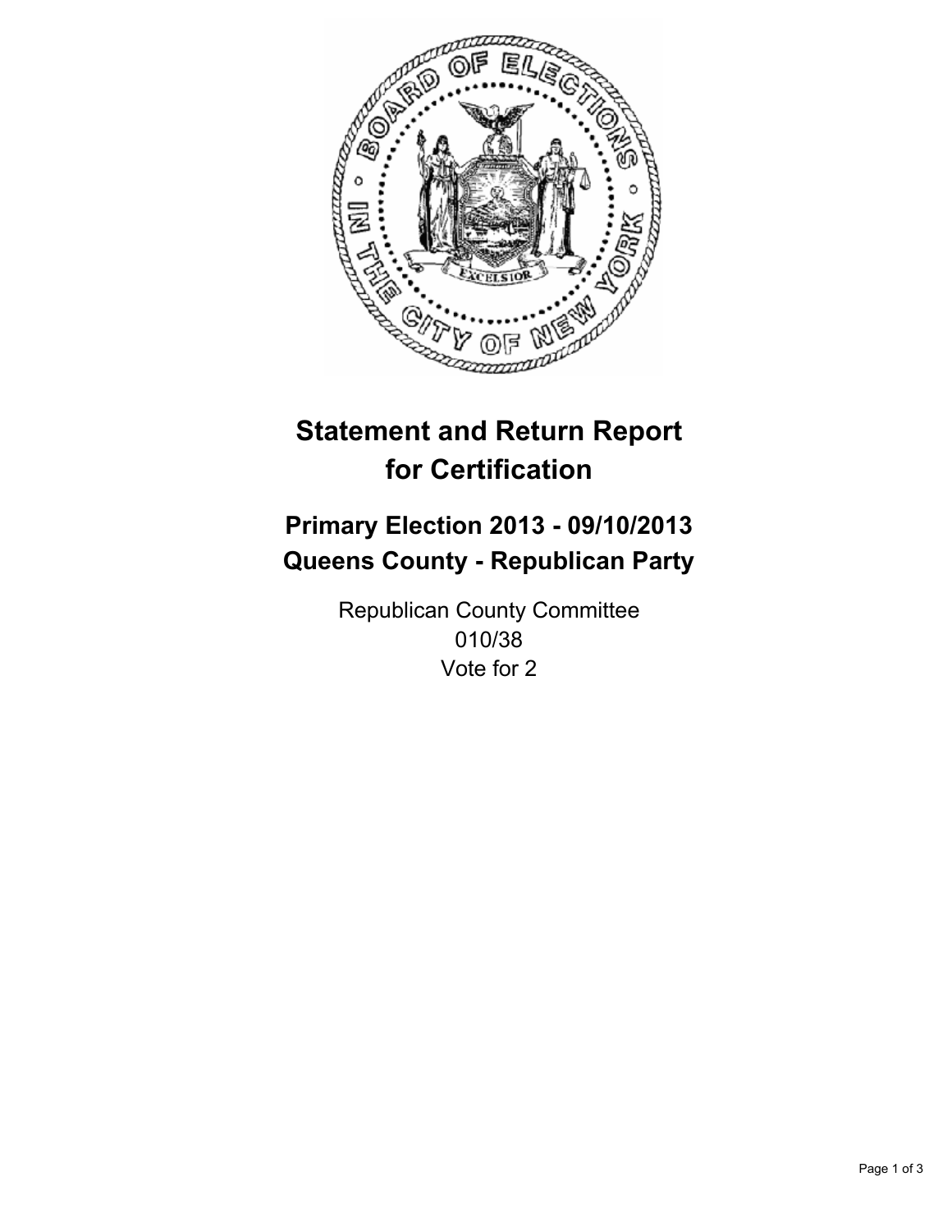# Statement and Return Report for Certification

## Primary Election 2013 - 09/10/2013
## Queens County - Republican Party

Republican County Committee
010/38
Vote for 2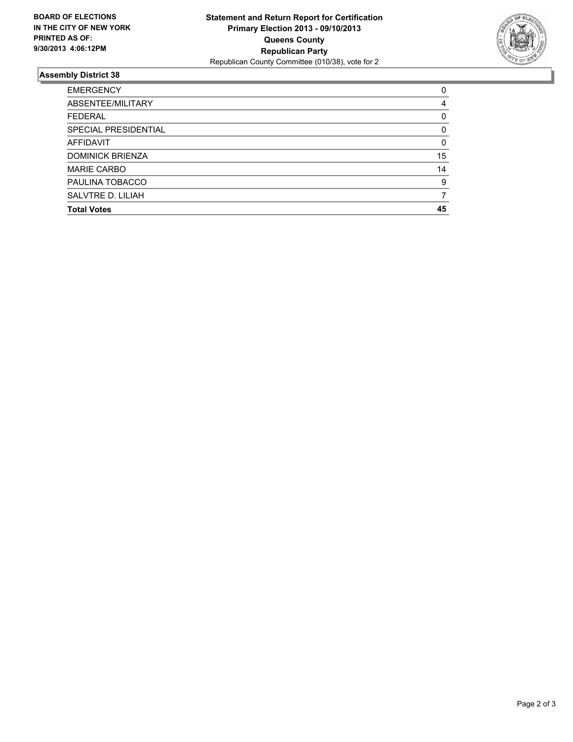**BOARD OF ELECTIONS IN THE CITY OF NEW YORK PRINTED AS OF: 9/30/2013 4:06:12PM**

**Statement and Return Report for Certification**
**Primary Election 2013 - 09/10/2013**
**Queens County**
**Republican Party**
Republican County Committee (010/38), vote for 2

## Assembly District 38

| | |
|---|---|
| EMERGENCY | 0 |
| ABSENTEE/MILITARY | 4 |
| FEDERAL | 0 |
| SPECIAL PRESIDENTIAL | 0 |
| AFFIDAVIT | 0 |
| DOMINICK BRIENZA | 15 |
| MARIE CARBO | 14 |
| PAULINA TOBACCO | 9 |
| SALVTRE D. LILIAH | 7 |
| **Total Votes** | **45** |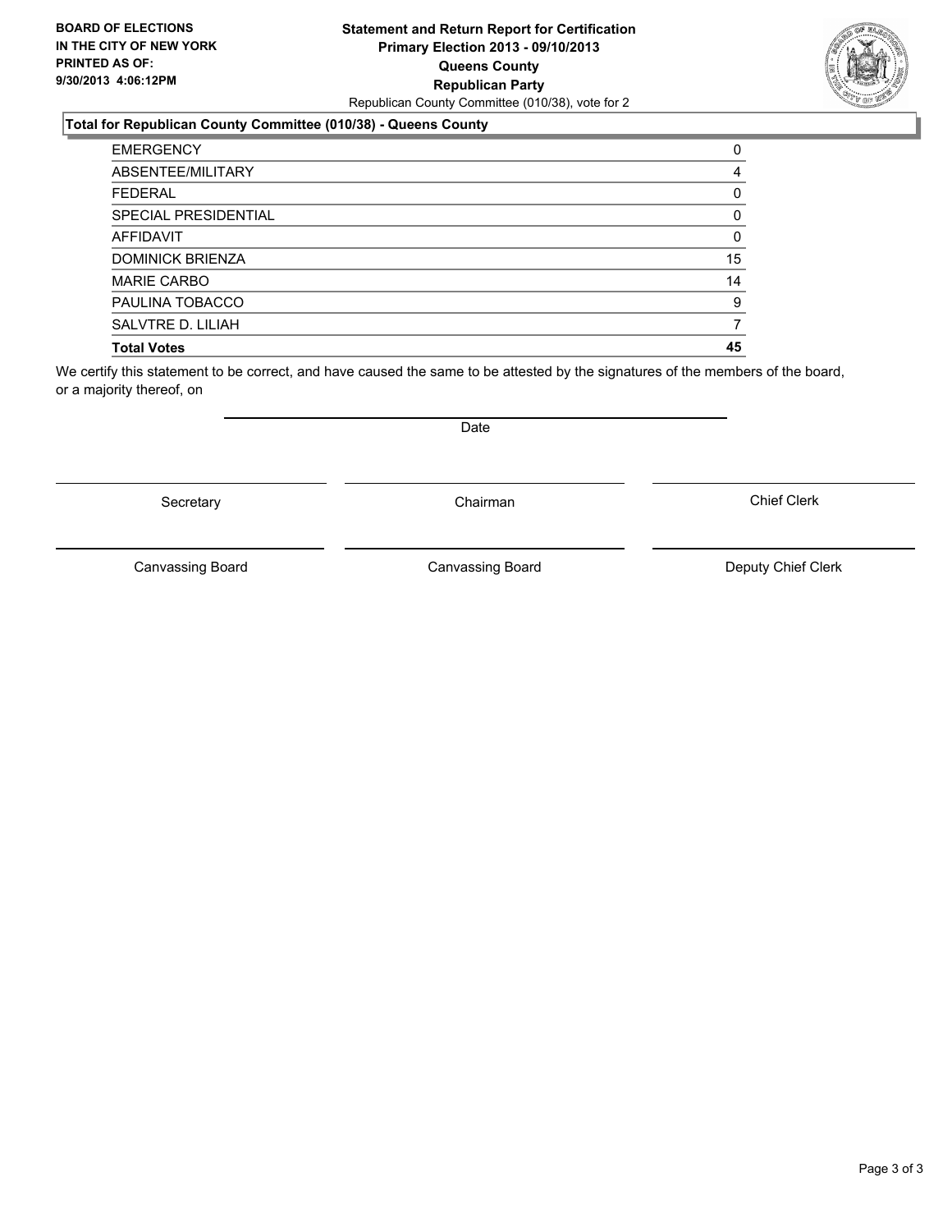**BOARD OF ELECTIONS**
**IN THE CITY OF NEW YORK**
**PRINTED AS OF:**
**9/30/2013 4:06:12PM**

**Statement and Return Report for Certification**
**Primary Election 2013 - 09/10/2013**
**Queens County**
**Republican Party**
Republican County Committee (010/38), vote for 2

### Total for Republican County Committee (010/38) - Queens County

| | |
|---|---|
| EMERGENCY | 0 |
| ABSENTEE/MILITARY | 4 |
| FEDERAL | 0 |
| SPECIAL PRESIDENTIAL | 0 |
| AFFIDAVIT | 0 |
| DOMINICK BRIENZA | 15 |
| MARIE CARBO | 14 |
| PAULINA TOBACCO | 9 |
| SALVTRE D. LILIAH | 7 |
| **Total Votes** | **45** |

We certify this statement to be correct, and have caused the same to be attested by the signatures of the members of the board, or a majority thereof, on

Date

Secretary

Chairman

Chief Clerk

Canvassing Board

Canvassing Board

Deputy Chief Clerk